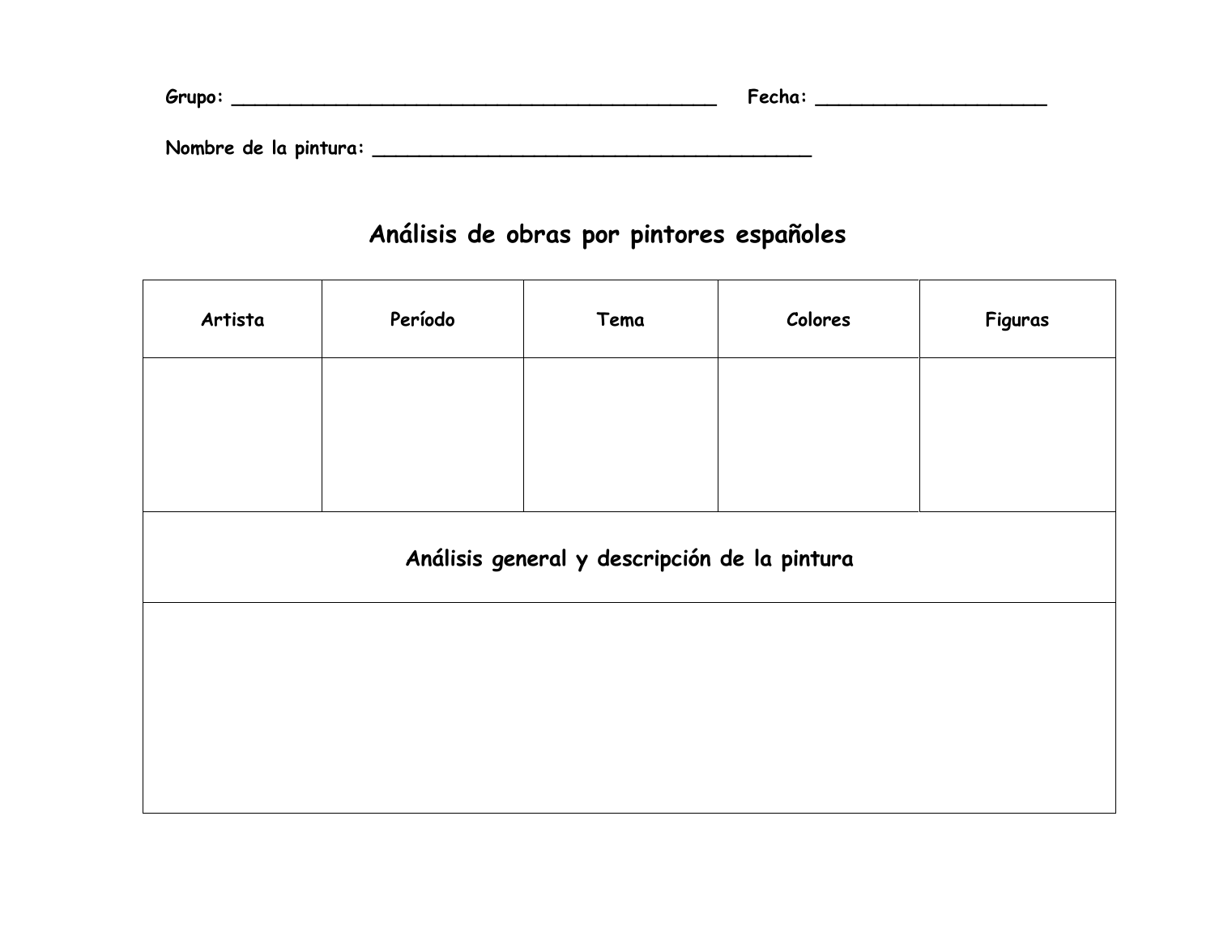**Grupo:** ___________________________________________ **Fecha:** _____________________

**Nombre de la pintura:** _______________________________________

## Análisis de obras por pintores españoles

| Artista | Período | Tema | Colores | Figuras |
|---|---|---|---|---|
| | | | | |
| **Análisis general y descripción de la pintura** | | | | |
| | | | | |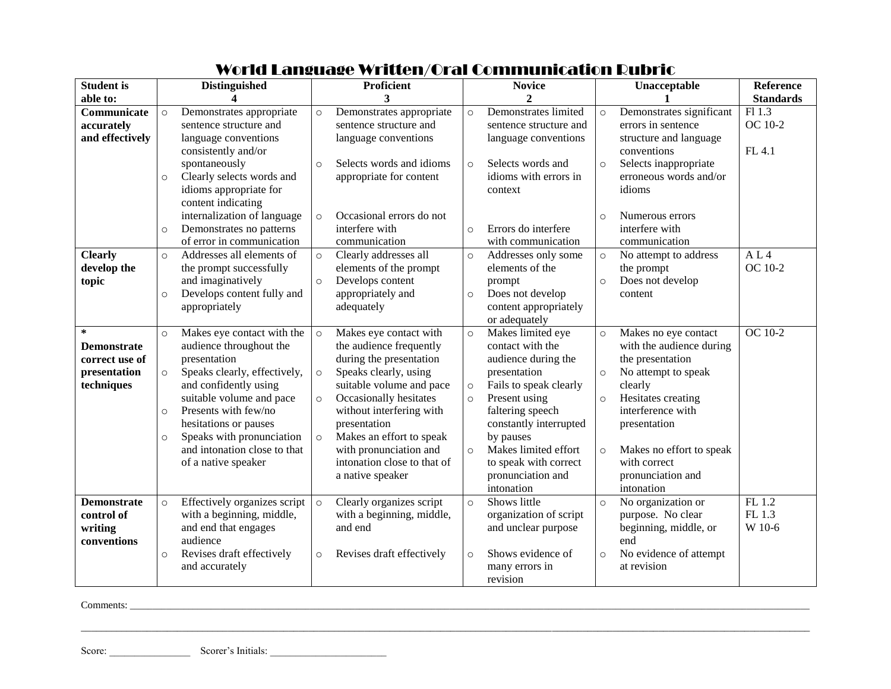# World Language Written/Oral Communication Rubric

| Student is able to: | Distinguished 4 | Proficient 3 | Novice 2 | Unacceptable 1 | Reference Standards |
|---|---|---|---|---|---|
| **Communicate accurately and effectively** | ○ Demonstrates appropriate sentence structure and language conventions consistently and/or spontaneously<br>○ Clearly selects words and idioms appropriate for content indicating internalization of language<br>○ Demonstrates no patterns of error in communication | ○ Demonstrates appropriate sentence structure and language conventions<br>○ Selects words and idioms appropriate for content<br>○ Occasional errors do not interfere with communication | ○ Demonstrates limited sentence structure and language conventions<br>○ Selects words and idioms with errors in context<br>○ Errors do interfere with communication | ○ Demonstrates significant errors in sentence structure and language conventions<br>○ Selects inappropriate erroneous words and/or idioms<br>○ Numerous errors interfere with communication | Fl 1.3<br>OC 10-2<br>FL 4.1 |
| **Clearly develop the topic** | ○ Addresses all elements of the prompt successfully and imaginatively<br>○ Develops content fully and appropriately | ○ Clearly addresses all elements of the prompt<br>○ Develops content appropriately and adequately | ○ Addresses only some elements of the prompt<br>○ Does not develop content appropriately or adequately | ○ No attempt to address the prompt<br>○ Does not develop content | A L 4<br>OC 10-2 |
| **\* Demonstrate correct use of presentation techniques** | ○ Makes eye contact with the audience throughout the presentation<br>○ Speaks clearly, effectively, and confidently using suitable volume and pace<br>○ Presents with few/no hesitations or pauses<br>○ Speaks with pronunciation and intonation close to that of a native speaker | ○ Makes eye contact with the audience frequently during the presentation<br>○ Speaks clearly, using suitable volume and pace<br>○ Occasionally hesitates without interfering with presentation<br>○ Makes an effort to speak with pronunciation and intonation close to that of a native speaker | ○ Makes limited eye contact with the audience during the presentation<br>○ Fails to speak clearly<br>○ Present using faltering speech constantly interrupted by pauses<br>○ Makes limited effort to speak with correct pronunciation and intonation | ○ Makes no eye contact with the audience during the presentation<br>○ No attempt to speak clearly<br>○ Hesitates creating interference with presentation<br>○ Makes no effort to speak with correct pronunciation and intonation | OC 10-2 |
| **Demonstrate control of writing conventions** | ○ Effectively organizes script with a beginning, middle, and end that engages audience<br>○ Revises draft effectively and accurately | ○ Clearly organizes script with a beginning, middle, and end<br>○ Revises draft effectively | ○ Shows little organization of script and unclear purpose<br>○ Shows evidence of many errors in revision | ○ No organization or purpose. No clear beginning, middle, or end<br>○ No evidence of attempt at revision | FL 1.2<br>FL 1.3<br>W 10-6 |

Comments: ______________________________________________________________________________

______________________________________________________________________________

Score: ________________ Scorer's Initials: ______________________